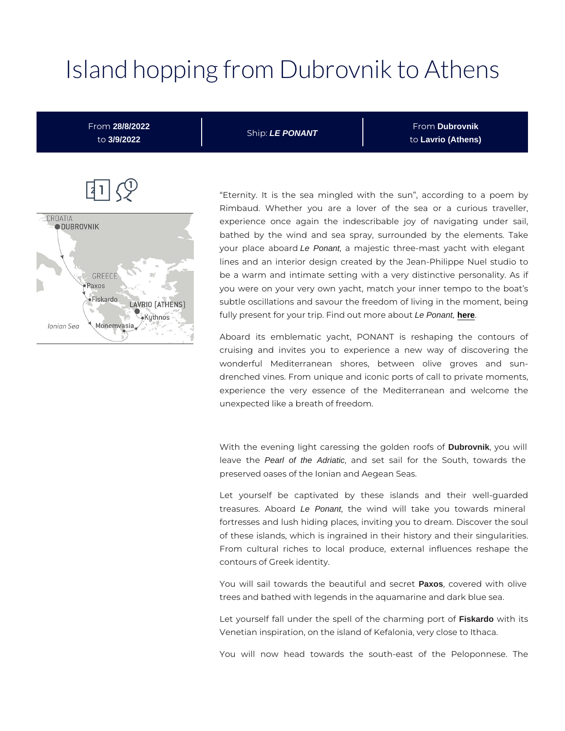# Island hopping from Dubrovnik to Athens

From **28/8/2022** to **3/9/2022** | Ship: ***LE PONANT*** | From **Dubrovnik** to **Lavrio (Athens)**

"Eternity. It is the sea mingled with the sun", according to a poem by Rimbaud. Whether you are a lover of the sea or a curious traveller, experience once again the indescribable joy of navigating under sail, bathed by the wind and sea spray, surrounded by the elements. Take your place aboard *Le Ponant*, a majestic three-mast yacht with elegant lines and an interior design created by the Jean-Philippe Nuel studio to be a warm and intimate setting with a very distinctive personality. As if you were on your very own yacht, match your inner tempo to the boat's subtle oscillations and savour the freedom of living in the moment, being fully present for your trip. Find out more about *Le Ponant*, **here**.

Aboard its emblematic yacht, PONANT is reshaping the contours of cruising and invites you to experience a new way of discovering the wonderful Mediterranean shores, between olive groves and sun-drenched vines. From unique and iconic ports of call to private moments, experience the very essence of the Mediterranean and welcome the unexpected like a breath of freedom.

With the evening light caressing the golden roofs of **Dubrovnik**, you will leave the *Pearl of the Adriatic*, and set sail for the South, towards the preserved oases of the Ionian and Aegean Seas.

Let yourself be captivated by these islands and their well-guarded treasures. Aboard *Le Ponant*, the wind will take you towards mineral fortresses and lush hiding places, inviting you to dream. Discover the soul of these islands, which is ingrained in their history and their singularities. From cultural riches to local produce, external influences reshape the contours of Greek identity.

You will sail towards the beautiful and secret **Paxos**, covered with olive trees and bathed with legends in the aquamarine and dark blue sea.

Let yourself fall under the spell of the charming port of **Fiskardo** with its Venetian inspiration, on the island of Kefalonia, very close to Ithaca.

You will now head towards the south-east of the Peloponnese. The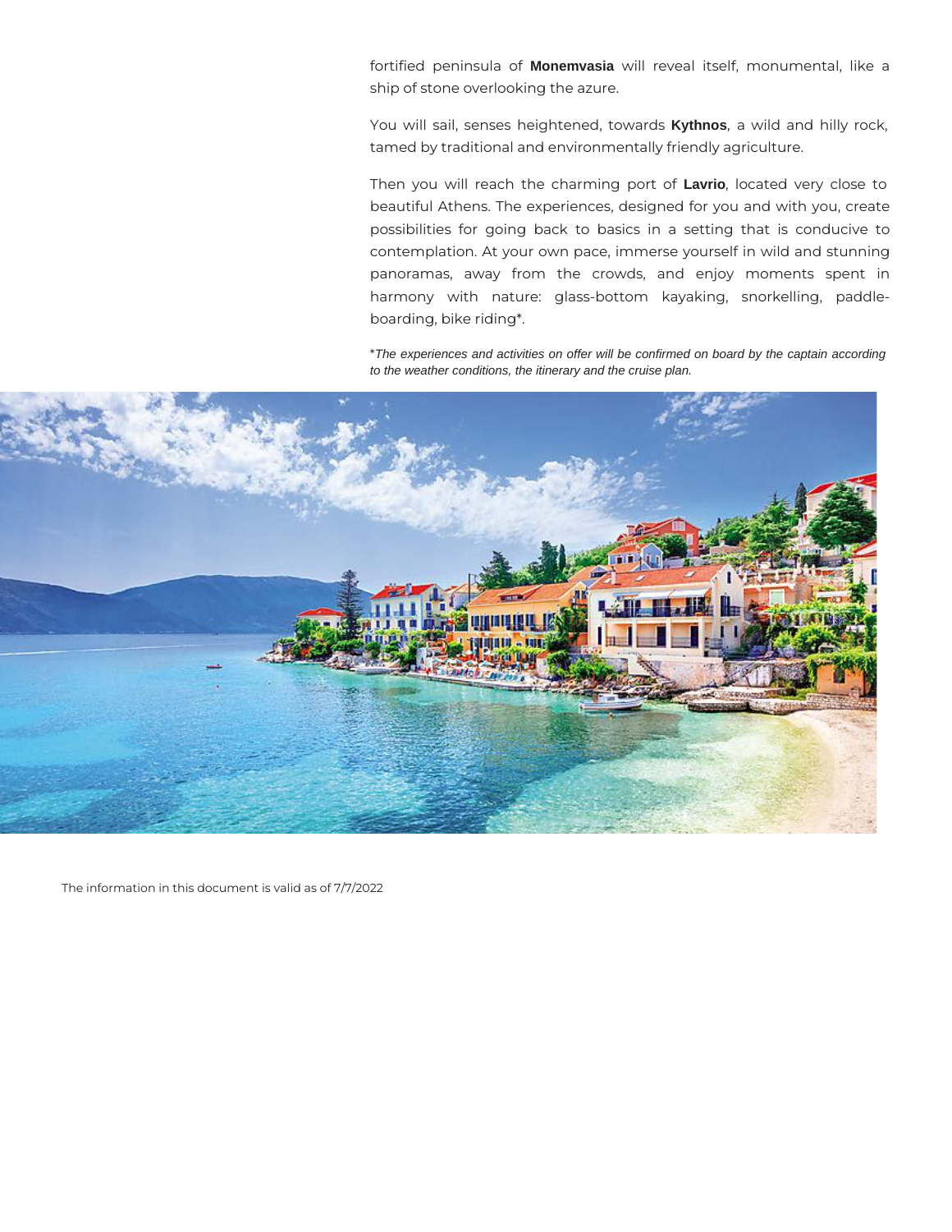fortified peninsula of **Monemvasia** will reveal itself, monumental, like a ship of stone overlooking the azure.

You will sail, senses heightened, towards **Kythnos**, a wild and hilly rock, tamed by traditional and environmentally friendly agriculture.

Then you will reach the charming port of **Lavrio**, located very close to beautiful Athens. The experiences, designed for you and with you, create possibilities for going back to basics in a setting that is conducive to contemplation. At your own pace, immerse yourself in wild and stunning panoramas, away from the crowds, and enjoy moments spent in harmony with nature: glass-bottom kayaking, snorkelling, paddle-boarding, bike riding*.

**The experiences and activities on offer will be confirmed on board by the captain according to the weather conditions, the itinerary and the cruise plan.*

The information in this document is valid as of 7/7/2022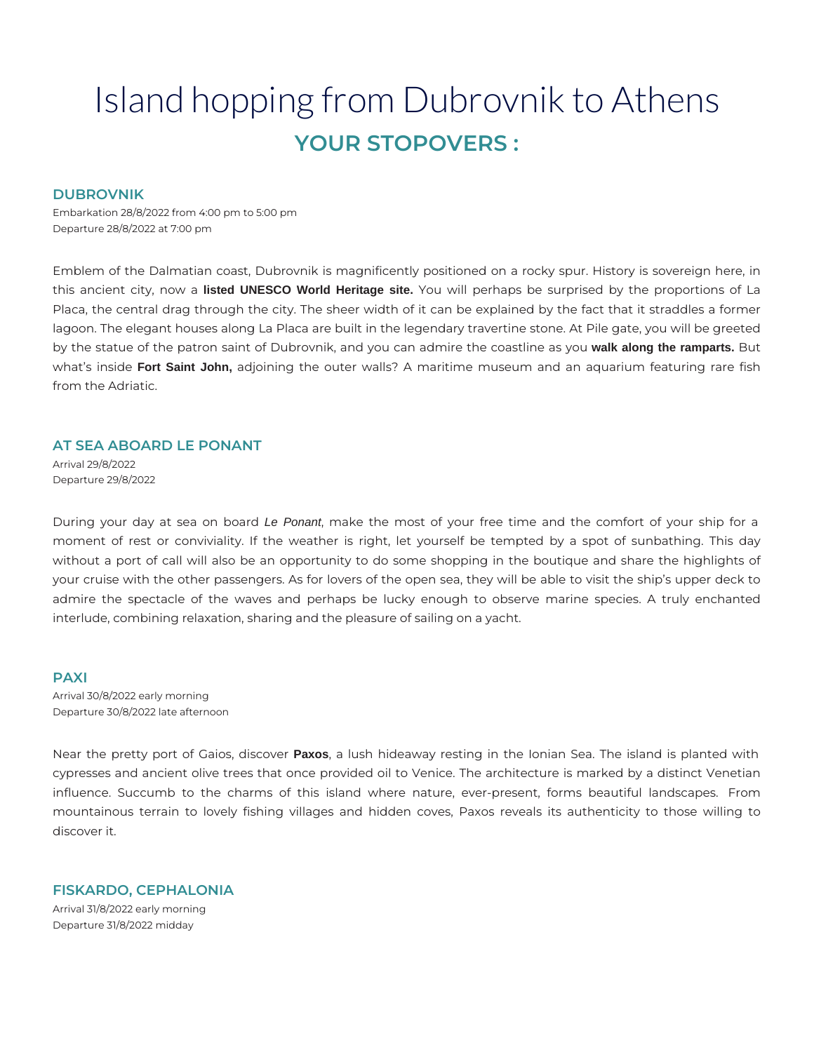# Island hopping from Dubrovnik to Athens

## YOUR STOPOVERS :

### DUBROVNIK

Embarkation 28/8/2022 from 4:00 pm to 5:00 pm
Departure 28/8/2022 at 7:00 pm

Emblem of the Dalmatian coast, Dubrovnik is magnificently positioned on a rocky spur. History is sovereign here, in this ancient city, now a **listed UNESCO World Heritage site.** You will perhaps be surprised by the proportions of La Placa, the central drag through the city. The sheer width of it can be explained by the fact that it straddles a former lagoon. The elegant houses along La Placa are built in the legendary travertine stone. At Pile gate, you will be greeted by the statue of the patron saint of Dubrovnik, and you can admire the coastline as you **walk along the ramparts.** But what's inside **Fort Saint John,** adjoining the outer walls? A maritime museum and an aquarium featuring rare fish from the Adriatic.

### AT SEA ABOARD LE PONANT

Arrival 29/8/2022
Departure 29/8/2022

During your day at sea on board *Le Ponant*, make the most of your free time and the comfort of your ship for a moment of rest or conviviality. If the weather is right, let yourself be tempted by a spot of sunbathing. This day without a port of call will also be an opportunity to do some shopping in the boutique and share the highlights of your cruise with the other passengers. As for lovers of the open sea, they will be able to visit the ship's upper deck to admire the spectacle of the waves and perhaps be lucky enough to observe marine species. A truly enchanted interlude, combining relaxation, sharing and the pleasure of sailing on a yacht.

### PAXI

Arrival 30/8/2022 early morning
Departure 30/8/2022 late afternoon

Near the pretty port of Gaios, discover **Paxos**, a lush hideaway resting in the Ionian Sea. The island is planted with cypresses and ancient olive trees that once provided oil to Venice. The architecture is marked by a distinct Venetian influence. Succumb to the charms of this island where nature, ever-present, forms beautiful landscapes. From mountainous terrain to lovely fishing villages and hidden coves, Paxos reveals its authenticity to those willing to discover it.

### FISKARDO, CEPHALONIA

Arrival 31/8/2022 early morning
Departure 31/8/2022 midday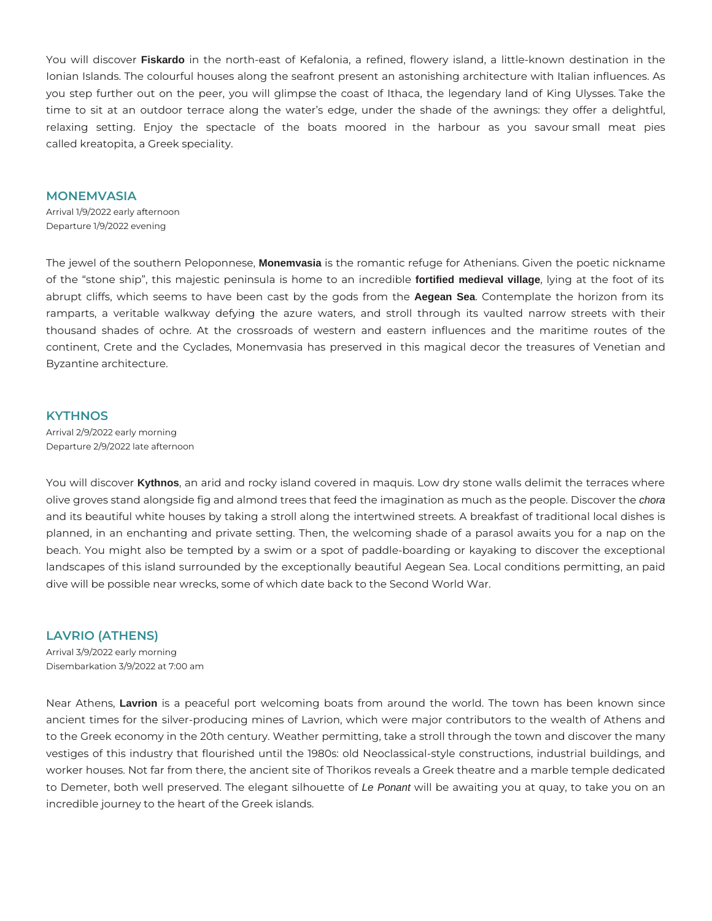You will discover **Fiskardo** in the north-east of Kefalonia, a refined, flowery island, a little-known destination in the Ionian Islands. The colourful houses along the seafront present an astonishing architecture with Italian influences. As you step further out on the peer, you will glimpse the coast of Ithaca, the legendary land of King Ulysses. Take the time to sit at an outdoor terrace along the water's edge, under the shade of the awnings: they offer a delightful, relaxing setting. Enjoy the spectacle of the boats moored in the harbour as you savour small meat pies called kreatopita, a Greek speciality.

## MONEMVASIA

Arrival 1/9/2022 early afternoon
Departure 1/9/2022 evening

The jewel of the southern Peloponnese, **Monemvasia** is the romantic refuge for Athenians. Given the poetic nickname of the "stone ship", this majestic peninsula is home to an incredible **fortified medieval village**, lying at the foot of its abrupt cliffs, which seems to have been cast by the gods from the **Aegean Sea**. Contemplate the horizon from its ramparts, a veritable walkway defying the azure waters, and stroll through its vaulted narrow streets with their thousand shades of ochre. At the crossroads of western and eastern influences and the maritime routes of the continent, Crete and the Cyclades, Monemvasia has preserved in this magical decor the treasures of Venetian and Byzantine architecture.

## KYTHNOS

Arrival 2/9/2022 early morning
Departure 2/9/2022 late afternoon

You will discover **Kythnos**, an arid and rocky island covered in maquis. Low dry stone walls delimit the terraces where olive groves stand alongside fig and almond trees that feed the imagination as much as the people. Discover the *chora* and its beautiful white houses by taking a stroll along the intertwined streets. A breakfast of traditional local dishes is planned, in an enchanting and private setting. Then, the welcoming shade of a parasol awaits you for a nap on the beach. You might also be tempted by a swim or a spot of paddle-boarding or kayaking to discover the exceptional landscapes of this island surrounded by the exceptionally beautiful Aegean Sea. Local conditions permitting, an paid dive will be possible near wrecks, some of which date back to the Second World War.

## LAVRIO (ATHENS)

Arrival 3/9/2022 early morning
Disembarkation 3/9/2022 at 7:00 am

Near Athens, **Lavrion** is a peaceful port welcoming boats from around the world. The town has been known since ancient times for the silver-producing mines of Lavrion, which were major contributors to the wealth of Athens and to the Greek economy in the 20th century. Weather permitting, take a stroll through the town and discover the many vestiges of this industry that flourished until the 1980s: old Neoclassical-style constructions, industrial buildings, and worker houses. Not far from there, the ancient site of Thorikos reveals a Greek theatre and a marble temple dedicated to Demeter, both well preserved. The elegant silhouette of *Le Ponant* will be awaiting you at quay, to take you on an incredible journey to the heart of the Greek islands.